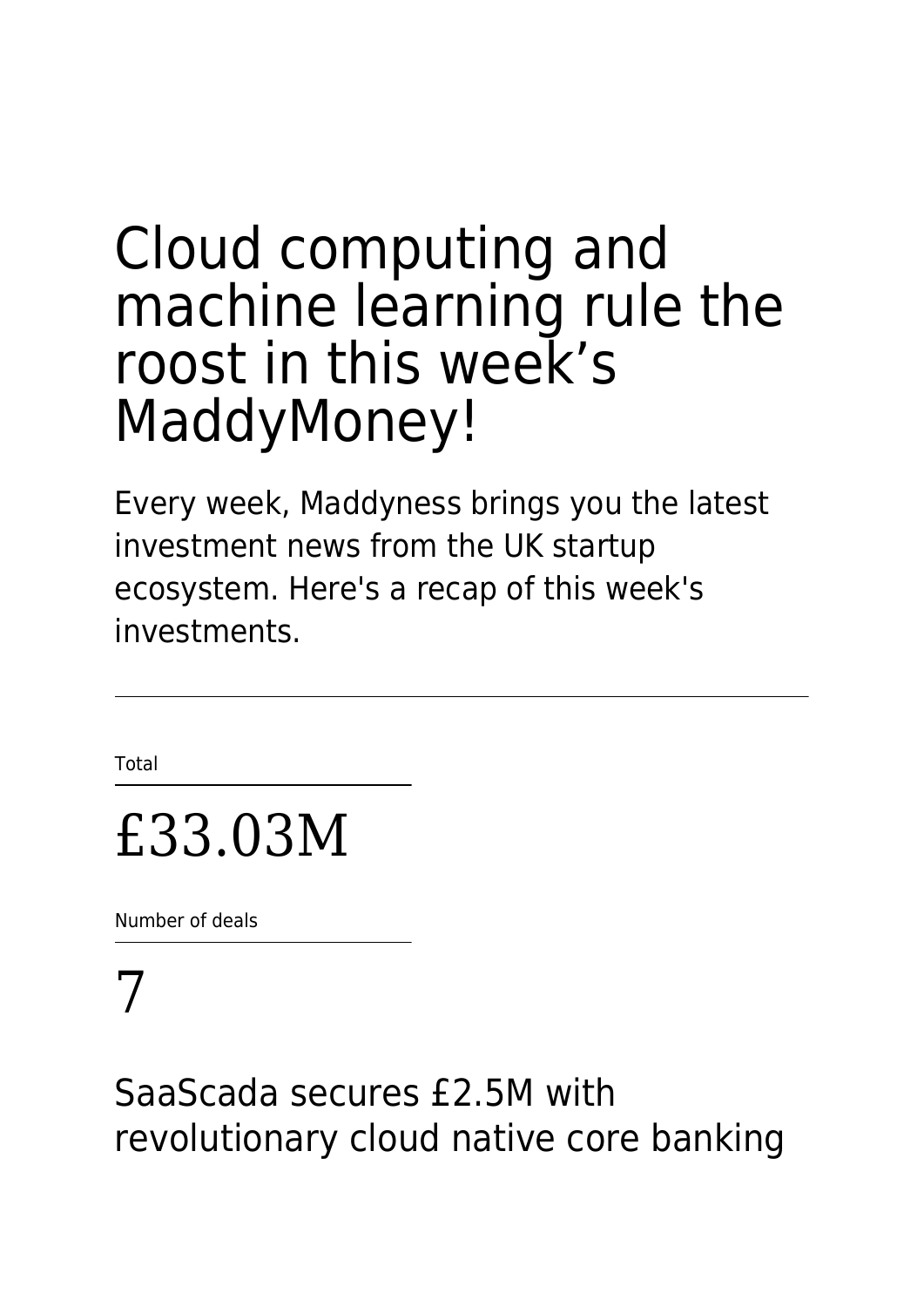# Cloud computing and machine learning rule the roost in this week's MaddyMoney!

Every week, Maddyness brings you the latest investment news from the UK startup ecosystem. Here's a recap of this week's investments.

---

Total

£33.03M

Number of deals

7

## SaaScada secures £2.5M with revolutionary cloud native core banking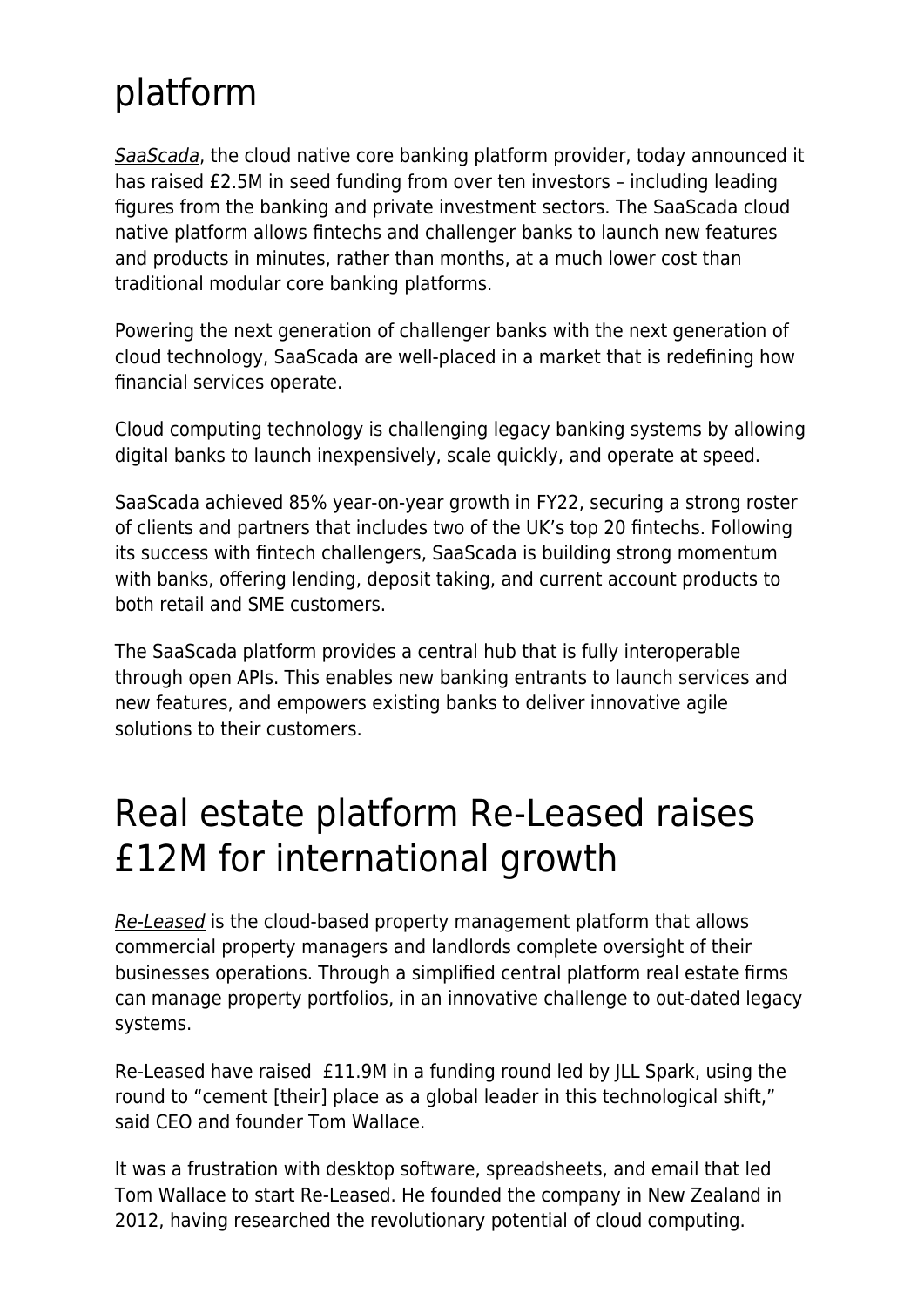# platform

*SaaScada*, the cloud native core banking platform provider, today announced it has raised £2.5M in seed funding from over ten investors – including leading figures from the banking and private investment sectors. The SaaScada cloud native platform allows fintechs and challenger banks to launch new features and products in minutes, rather than months, at a much lower cost than traditional modular core banking platforms.

Powering the next generation of challenger banks with the next generation of cloud technology, SaaScada are well-placed in a market that is redefining how financial services operate.

Cloud computing technology is challenging legacy banking systems by allowing digital banks to launch inexpensively, scale quickly, and operate at speed.

SaaScada achieved 85% year-on-year growth in FY22, securing a strong roster of clients and partners that includes two of the UK's top 20 fintechs. Following its success with fintech challengers, SaaScada is building strong momentum with banks, offering lending, deposit taking, and current account products to both retail and SME customers.

The SaaScada platform provides a central hub that is fully interoperable through open APIs. This enables new banking entrants to launch services and new features, and empowers existing banks to deliver innovative agile solutions to their customers.

# Real estate platform Re-Leased raises £12M for international growth

*Re-Leased* is the cloud-based property management platform that allows commercial property managers and landlords complete oversight of their businesses operations. Through a simplified central platform real estate firms can manage property portfolios, in an innovative challenge to out-dated legacy systems.

Re-Leased have raised £11.9M in a funding round led by JLL Spark, using the round to "cement [their] place as a global leader in this technological shift," said CEO and founder Tom Wallace.

It was a frustration with desktop software, spreadsheets, and email that led Tom Wallace to start Re-Leased. He founded the company in New Zealand in 2012, having researched the revolutionary potential of cloud computing.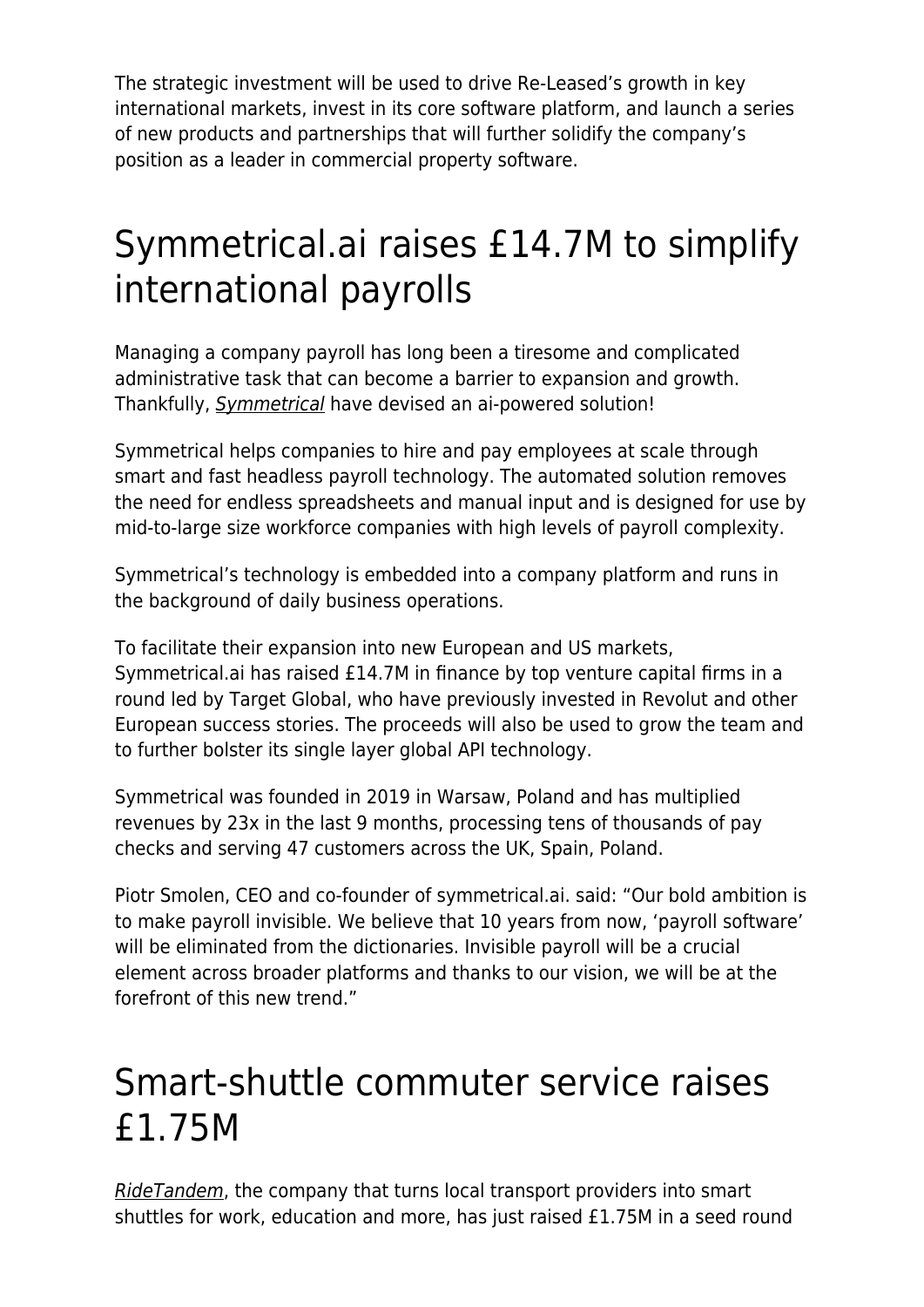The strategic investment will be used to drive Re-Leased's growth in key international markets, invest in its core software platform, and launch a series of new products and partnerships that will further solidify the company's position as a leader in commercial property software.

# Symmetrical.ai raises £14.7M to simplify international payrolls

Managing a company payroll has long been a tiresome and complicated administrative task that can become a barrier to expansion and growth. Thankfully, *Symmetrical* have devised an ai-powered solution!

Symmetrical helps companies to hire and pay employees at scale through smart and fast headless payroll technology. The automated solution removes the need for endless spreadsheets and manual input and is designed for use by mid-to-large size workforce companies with high levels of payroll complexity.

Symmetrical's technology is embedded into a company platform and runs in the background of daily business operations.

To facilitate their expansion into new European and US markets, Symmetrical.ai has raised £14.7M in finance by top venture capital firms in a round led by Target Global, who have previously invested in Revolut and other European success stories. The proceeds will also be used to grow the team and to further bolster its single layer global API technology.

Symmetrical was founded in 2019 in Warsaw, Poland and has multiplied revenues by 23x in the last 9 months, processing tens of thousands of pay checks and serving 47 customers across the UK, Spain, Poland.

Piotr Smolen, CEO and co-founder of symmetrical.ai. said: "Our bold ambition is to make payroll invisible. We believe that 10 years from now, 'payroll software' will be eliminated from the dictionaries. Invisible payroll will be a crucial element across broader platforms and thanks to our vision, we will be at the forefront of this new trend."

# Smart-shuttle commuter service raises £1.75M

*RideTandem*, the company that turns local transport providers into smart shuttles for work, education and more, has just raised £1.75M in a seed round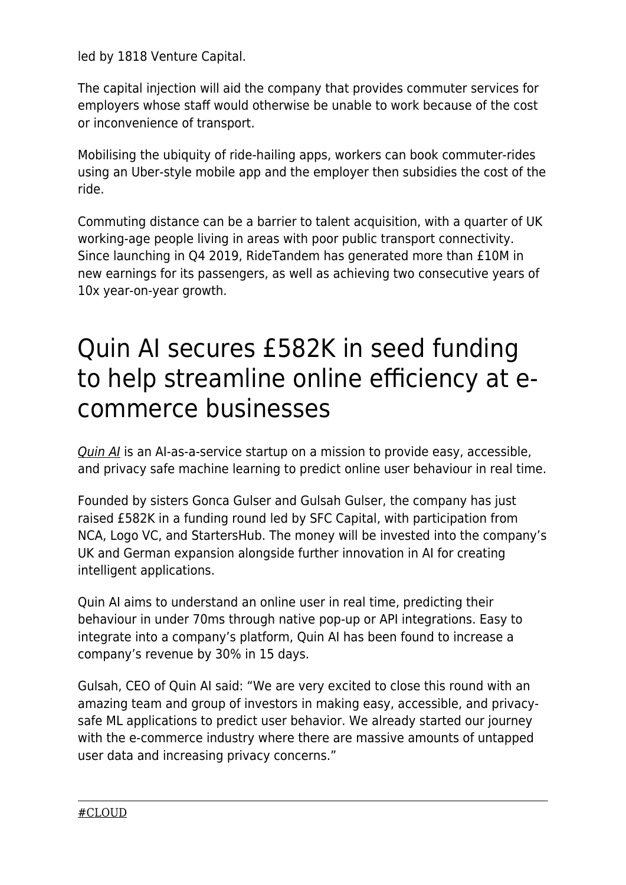led by 1818 Venture Capital.

The capital injection will aid the company that provides commuter services for employers whose staff would otherwise be unable to work because of the cost or inconvenience of transport.

Mobilising the ubiquity of ride-hailing apps, workers can book commuter-rides using an Uber-style mobile app and the employer then subsidies the cost of the ride.

Commuting distance can be a barrier to talent acquisition, with a quarter of UK working-age people living in areas with poor public transport connectivity. Since launching in Q4 2019, RideTandem has generated more than £10M in new earnings for its passengers, as well as achieving two consecutive years of 10x year-on-year growth.

# Quin AI secures £582K in seed funding to help streamline online efficiency at e-commerce businesses

*Quin AI* is an AI-as-a-service startup on a mission to provide easy, accessible, and privacy safe machine learning to predict online user behaviour in real time.

Founded by sisters Gonca Gulser and Gulsah Gulser, the company has just raised £582K in a funding round led by SFC Capital, with participation from NCA, Logo VC, and StartersHub. The money will be invested into the company's UK and German expansion alongside further innovation in AI for creating intelligent applications.

Quin AI aims to understand an online user in real time, predicting their behaviour in under 70ms through native pop-up or API integrations. Easy to integrate into a company's platform, Quin AI has been found to increase a company's revenue by 30% in 15 days.

Gulsah, CEO of Quin AI said: "We are very excited to close this round with an amazing team and group of investors in making easy, accessible, and privacy-safe ML applications to predict user behavior. We already started our journey with the e-commerce industry where there are massive amounts of untapped user data and increasing privacy concerns."

---

#CLOUD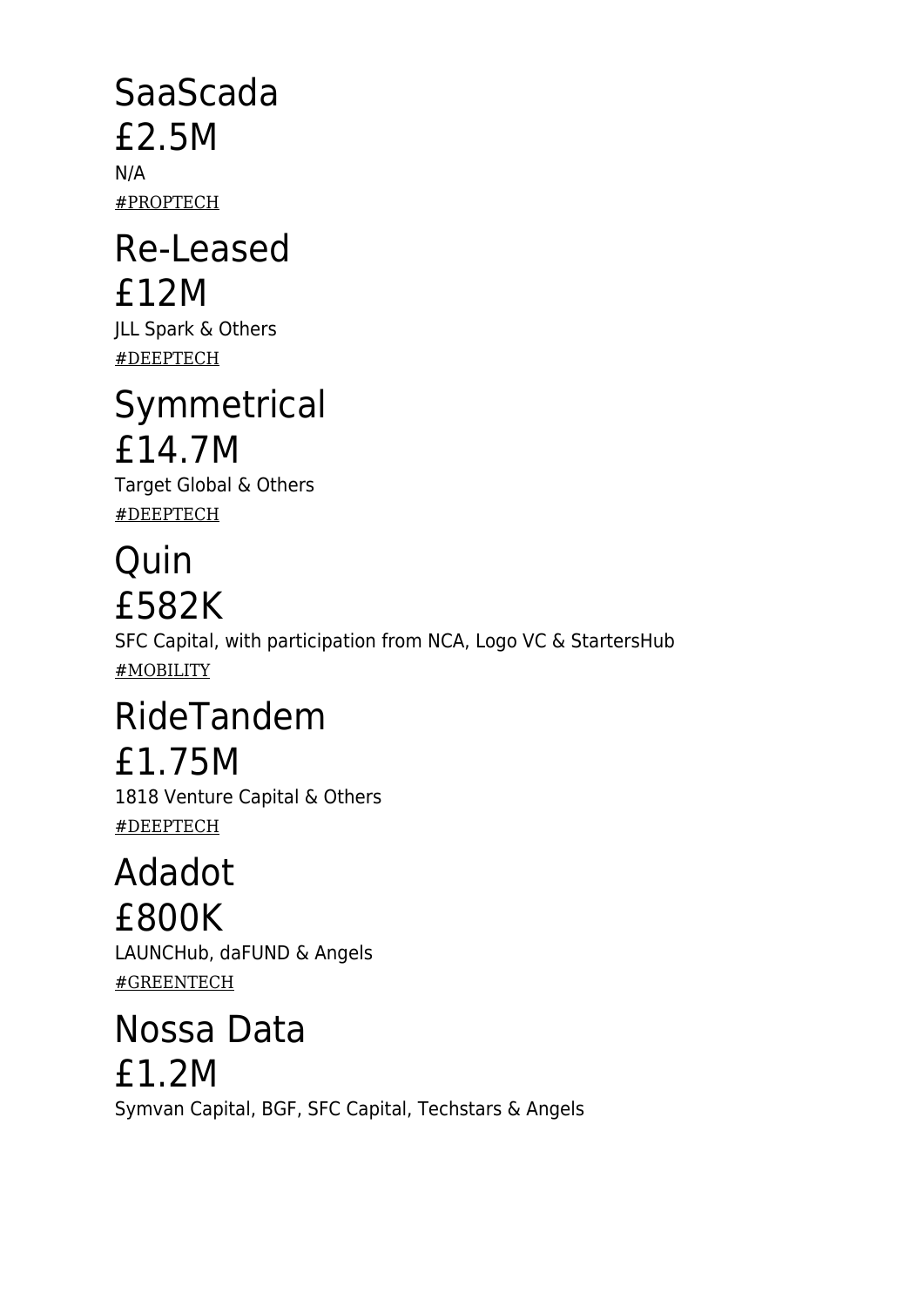## SaaScada
## £2.5M

N/A

#PROPTECH

## Re-Leased
## £12M

JLL Spark & Others

#DEEPTECH

## Symmetrical
## £14.7M

Target Global & Others

#DEEPTECH

## Quin
## £582K

SFC Capital, with participation from NCA, Logo VC & StartersHub

#MOBILITY

## RideTandem
## £1.75M

1818 Venture Capital & Others

#DEEPTECH

## Adadot
## £800K

LAUNCHub, daFUND & Angels

#GREENTECH

## Nossa Data
## £1.2M

Symvan Capital, BGF, SFC Capital, Techstars & Angels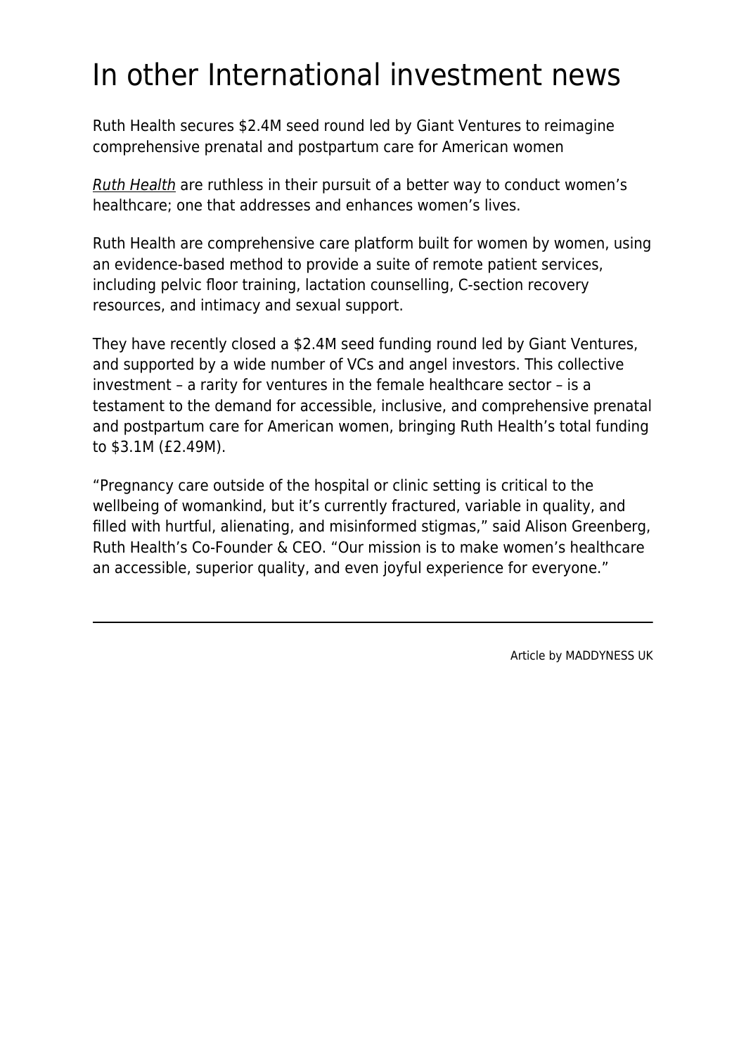# In other International investment news

Ruth Health secures $2.4M seed round led by Giant Ventures to reimagine comprehensive prenatal and postpartum care for American women

*Ruth Health* are ruthless in their pursuit of a better way to conduct women's healthcare; one that addresses and enhances women's lives.

Ruth Health are comprehensive care platform built for women by women, using an evidence-based method to provide a suite of remote patient services, including pelvic floor training, lactation counselling, C-section recovery resources, and intimacy and sexual support.

They have recently closed a $2.4M seed funding round led by Giant Ventures, and supported by a wide number of VCs and angel investors. This collective investment – a rarity for ventures in the female healthcare sector – is a testament to the demand for accessible, inclusive, and comprehensive prenatal and postpartum care for American women, bringing Ruth Health's total funding to $3.1M (£2.49M).

"Pregnancy care outside of the hospital or clinic setting is critical to the wellbeing of womankind, but it's currently fractured, variable in quality, and filled with hurtful, alienating, and misinformed stigmas," said Alison Greenberg, Ruth Health's Co-Founder & CEO. "Our mission is to make women's healthcare an accessible, superior quality, and even joyful experience for everyone."

---

Article by MADDYNESS UK